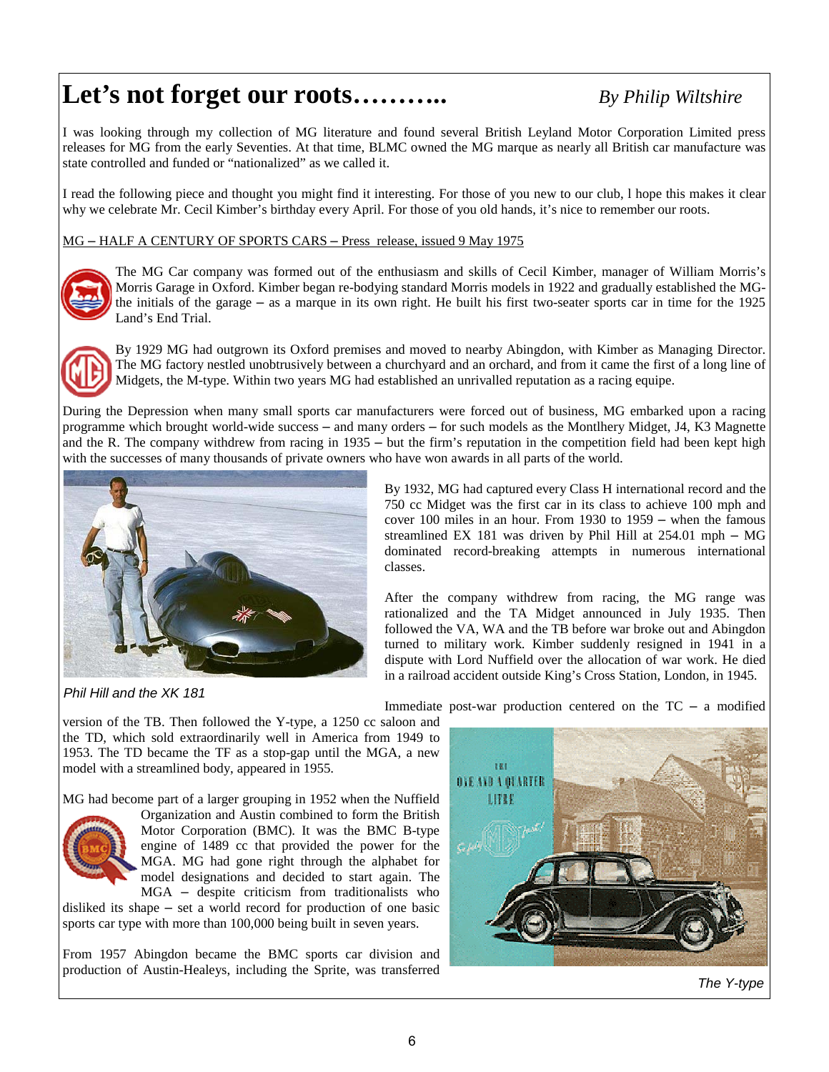# Let's not forget our roots………..

*By Philip Wiltshire*

I was looking through my collection of MG literature and found several British Leyland Motor Corporation Limited press releases for MG from the early Seventies. At that time, BLMC owned the MG marque as nearly all British car manufacture was state controlled and funded or "nationalized" as we called it.

I read the following piece and thought you might find it interesting. For those of you new to our club, I hope this makes it clear why we celebrate Mr. Cecil Kimber's birthday every April. For those of you old hands, it's nice to remember our roots.

<u>MG – HALF A CENTURY OF SPORTS CARS – Press release, issued 9 May 1975</u>

The MG Car company was formed out of the enthusiasm and skills of Cecil Kimber, manager of William Morris's Morris Garage in Oxford. Kimber began re-bodying standard Morris models in 1922 and gradually established the MG-the initials of the garage – as a marque in its own right. He built his first two-seater sports car in time for the 1925 Land's End Trial.

By 1929 MG had outgrown its Oxford premises and moved to nearby Abingdon, with Kimber as Managing Director. The MG factory nestled unobtrusively between a churchyard and an orchard, and from it came the first of a long line of Midgets, the M-type. Within two years MG had established an unrivalled reputation as a racing equipe.

During the Depression when many small sports car manufacturers were forced out of business, MG embarked upon a racing programme which brought world-wide success – and many orders – for such models as the Montlhery Midget, J4, K3 Magnette and the R. The company withdrew from racing in 1935 – but the firm's reputation in the competition field had been kept high with the successes of many thousands of private owners who have won awards in all parts of the world.

*Phil Hill and the XK 181*

By 1932, MG had captured every Class H international record and the 750 cc Midget was the first car in its class to achieve 100 mph and cover 100 miles in an hour. From 1930 to 1959 – when the famous streamlined EX 181 was driven by Phil Hill at 254.01 mph – MG dominated record-breaking attempts in numerous international classes.

After the company withdrew from racing, the MG range was rationalized and the TA Midget announced in July 1935. Then followed the VA, WA and the TB before war broke out and Abingdon turned to military work. Kimber suddenly resigned in 1941 in a dispute with Lord Nuffield over the allocation of war work. He died in a railroad accident outside King's Cross Station, London, in 1945.

Immediate post-war production centered on the TC – a modified version of the TB. Then followed the Y-type, a 1250 cc saloon and the TD, which sold extraordinarily well in America from 1949 to 1953. The TD became the TF as a stop-gap until the MGA, a new model with a streamlined body, appeared in 1955.

MG had become part of a larger grouping in 1952 when the Nuffield Organization and Austin combined to form the British Motor Corporation (BMC). It was the BMC B-type engine of 1489 cc that provided the power for the MGA. MG had gone right through the alphabet for model designations and decided to start again. The MGA – despite criticism from traditionalists who disliked its shape – set a world record for production of one basic sports car type with more than 100,000 being built in seven years.

From 1957 Abingdon became the BMC sports car division and production of Austin-Healeys, including the Sprite, was transferred

*The Y-type*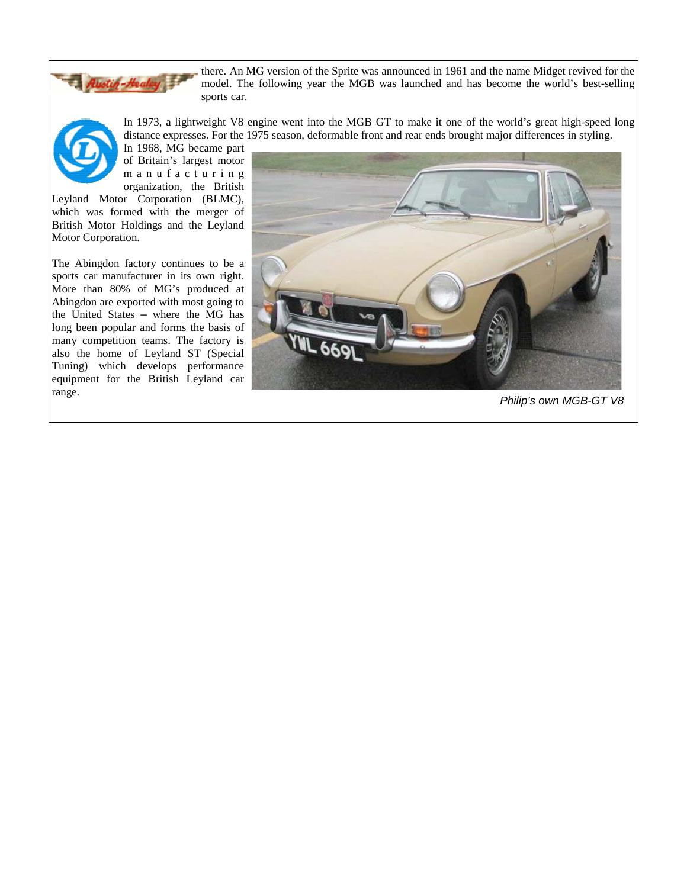there. An MG version of the Sprite was announced in 1961 and the name Midget revived for the model. The following year the MGB was launched and has become the world's best-selling sports car.

In 1973, a lightweight V8 engine went into the MGB GT to make it one of the world's great high-speed long distance expresses. For the 1975 season, deformable front and rear ends brought major differences in styling.

In 1968, MG became part of Britain's largest motor manufacturing organization, the British Leyland Motor Corporation (BLMC), which was formed with the merger of British Motor Holdings and the Leyland Motor Corporation.

The Abingdon factory continues to be a sports car manufacturer in its own right. More than 80% of MG's produced at Abingdon are exported with most going to the United States – where the MG has long been popular and forms the basis of many competition teams. The factory is also the home of Leyland ST (Special Tuning) which develops performance equipment for the British Leyland car range.

*Philip's own MGB-GT V8*